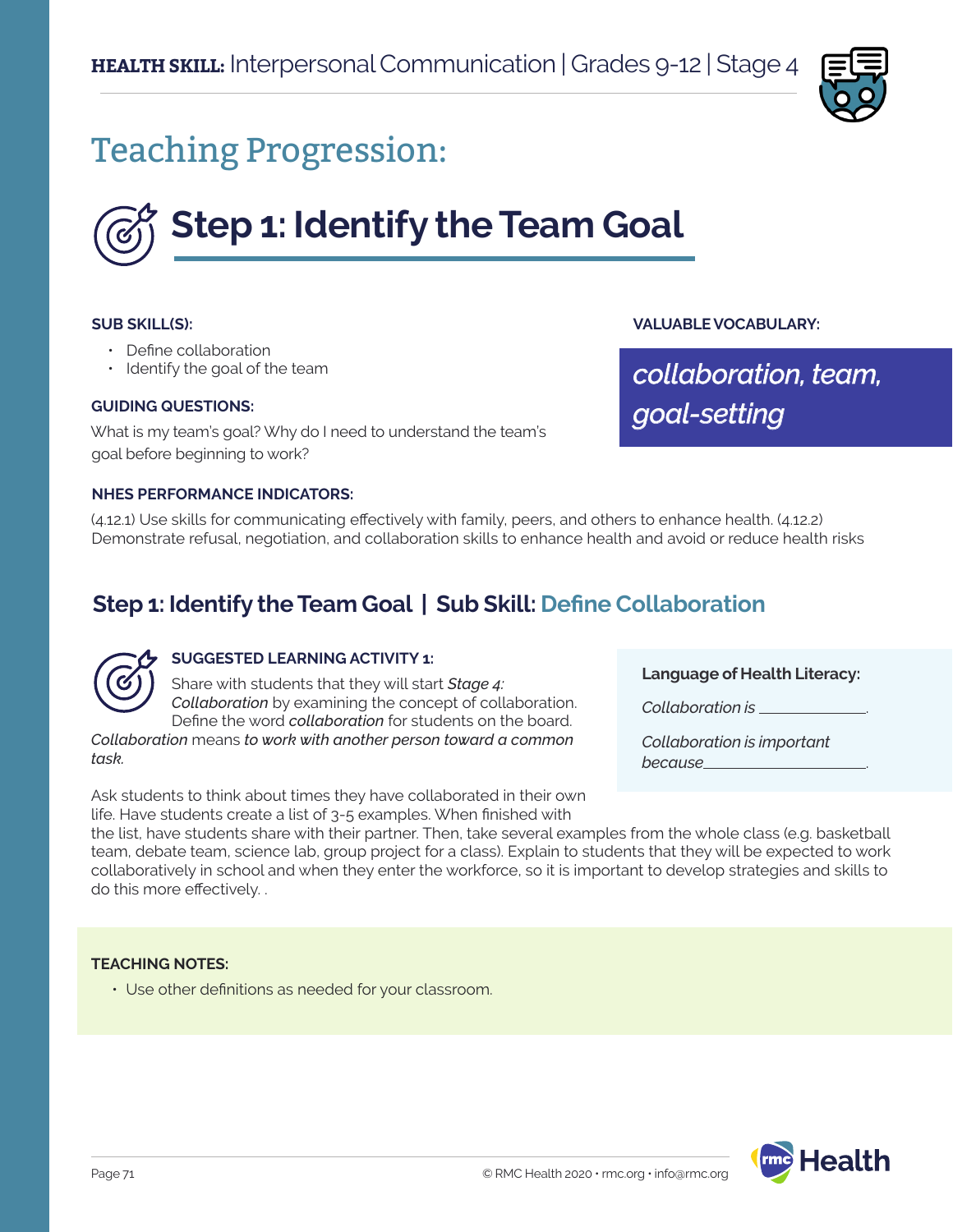**HEALTH SKILL:** Interpersonal Communication | Grades 9-12 | Stage 4

# Teaching Progression:

## Step 1: Identify the Team Goal

**SUB SKILL(S):**

- Define collaboration
- Identify the goal of the team

**GUIDING QUESTIONS:**

What is my team's goal? Why do I need to understand the team's goal before beginning to work?

**VALUABLE VOCABULARY:**

*collaboration, team, goal-setting*

**NHES PERFORMANCE INDICATORS:**

(4.12.1) Use skills for communicating effectively with family, peers, and others to enhance health. (4.12.2) Demonstrate refusal, negotiation, and collaboration skills to enhance health and avoid or reduce health risks

### Step 1: Identify the Team Goal | Sub Skill: Define Collaboration

**SUGGESTED LEARNING ACTIVITY 1:**

Share with students that they will start *Stage 4: Collaboration* by examining the concept of collaboration. Define the word ***collaboration*** for students on the board. *Collaboration* means ***to work with another person toward a common task.***

Ask students to think about times they have collaborated in their own life. Have students create a list of 3-5 examples. When finished with the list, have students share with their partner. Then, take several examples from the whole class (e.g. basketball team, debate team, science lab, group project for a class). Explain to students that they will be expected to work collaboratively in school and when they enter the workforce, so it is important to develop strategies and skills to do this more effectively. .

**Language of Health Literacy:**

*Collaboration is* _____________.

*Collaboration is important because*___________________.

**TEACHING NOTES:**

- Use other definitions as needed for your classroom.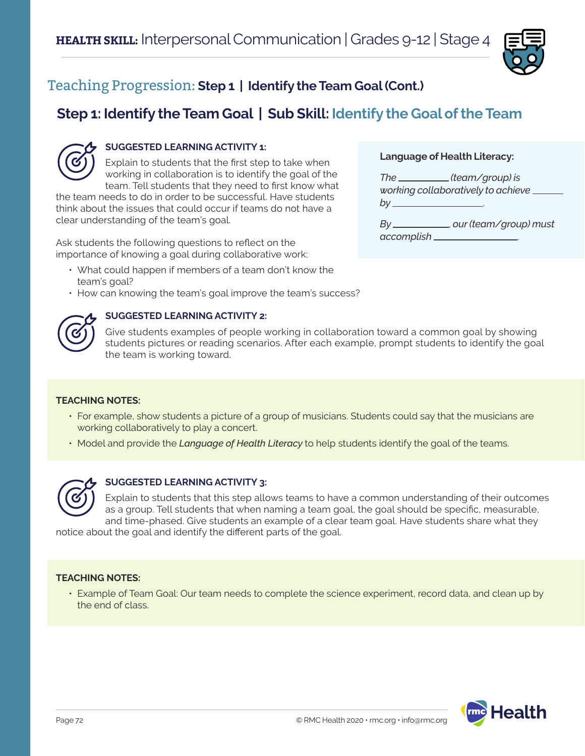## Teaching Progression: **Step 1 | Identify the Team Goal (Cont.)**

### Step 1: Identify the Team Goal | Sub Skill: Identify the Goal of the Team

**SUGGESTED LEARNING ACTIVITY 1:**

Explain to students that the first step to take when working in collaboration is to identify the goal of the team. Tell students that they need to first know what the team needs to do in order to be successful. Have students think about the issues that could occur if teams do not have a clear understanding of the team's goal.

Ask students the following questions to reflect on the importance of knowing a goal during collaborative work:

- What could happen if members of a team don't know the team's goal?
- How can knowing the team's goal improve the team's success?

**Language of Health Literacy:**

*The __________ (team/group) is working collaboratively to achieve ______ by __________________.*

*By ___________, our (team/group) must accomplish ________________.*

**SUGGESTED LEARNING ACTIVITY 2:**

Give students examples of people working in collaboration toward a common goal by showing students pictures or reading scenarios. After each example, prompt students to identify the goal the team is working toward.

**TEACHING NOTES:**

- For example, show students a picture of a group of musicians. Students could say that the musicians are working collaboratively to play a concert.
- Model and provide the *Language of Health Literacy* to help students identify the goal of the teams.

**SUGGESTED LEARNING ACTIVITY 3:**

Explain to students that this step allows teams to have a common understanding of their outcomes as a group. Tell students that when naming a team goal, the goal should be specific, measurable, and time-phased. Give students an example of a clear team goal. Have students share what they notice about the goal and identify the different parts of the goal.

**TEACHING NOTES:**

- Example of Team Goal: Our team needs to complete the science experiment, record data, and clean up by the end of class.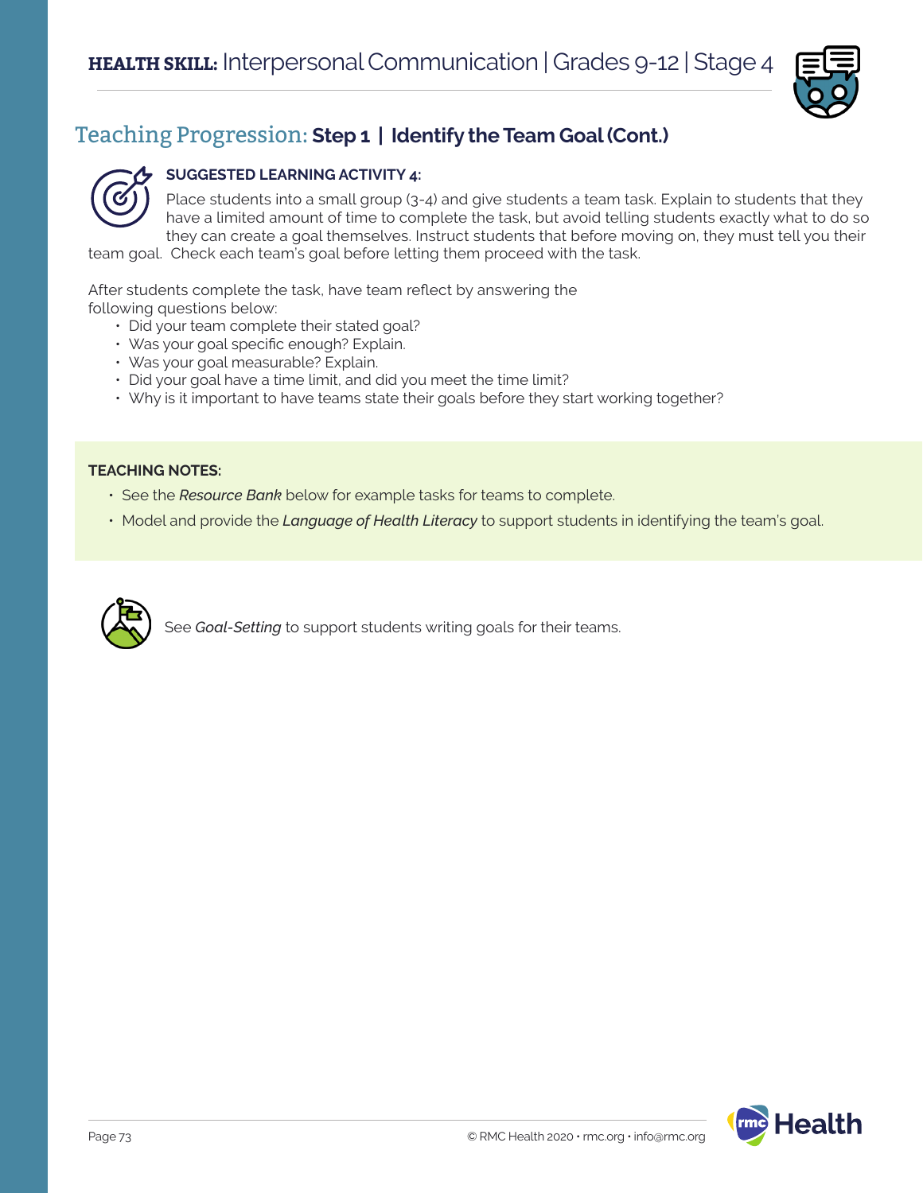## Teaching Progression: **Step 1 | Identify the Team Goal (Cont.)**

**SUGGESTED LEARNING ACTIVITY 4:**

Place students into a small group (3-4) and give students a team task. Explain to students that they have a limited amount of time to complete the task, but avoid telling students exactly what to do so they can create a goal themselves. Instruct students that before moving on, they must tell you their team goal. Check each team's goal before letting them proceed with the task.

After students complete the task, have team reflect by answering the following questions below:

- Did your team complete their stated goal?
- Was your goal specific enough? Explain.
- Was your goal measurable? Explain.
- Did your goal have a time limit, and did you meet the time limit?
- Why is it important to have teams state their goals before they start working together?

**TEACHING NOTES:**

- See the *Resource Bank* below for example tasks for teams to complete.
- Model and provide the *Language of Health Literacy* to support students in identifying the team's goal.

See *Goal-Setting* to support students writing goals for their teams.